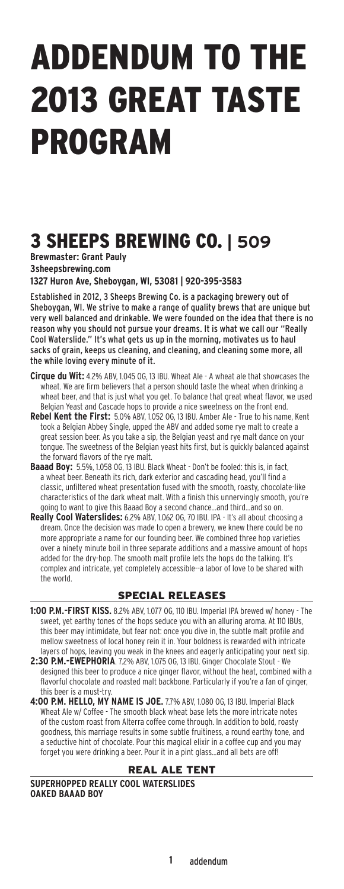# ADDENDUM TO THE 2013 GREAT TASTE PROGRAM

## 3 SHEEPS BREWING CO. | 509

**Brewmaster: Grant Pauly**
**3sheepsbrewing.com**
**1327 Huron Ave, Sheboygan, WI, 53081 | 920-395-3583**

Established in 2012, 3 Sheeps Brewing Co. is a packaging brewery out of Sheboygan, WI. We strive to make a range of quality brews that are unique but very well balanced and drinkable. We were founded on the idea that there is no reason why you should not pursue your dreams. It is what we call our "Really Cool Waterslide." It's what gets us up in the morning, motivates us to haul sacks of grain, keeps us cleaning, and cleaning, and cleaning some more, all the while loving every minute of it.

**Cirque du Wit:** 4.2% ABV, 1.045 OG, 13 IBU. Wheat Ale - A wheat ale that showcases the wheat. We are firm believers that a person should taste the wheat when drinking a wheat beer, and that is just what you get. To balance that great wheat flavor, we used Belgian Yeast and Cascade hops to provide a nice sweetness on the front end.

**Rebel Kent the First:** 5.0% ABV, 1.052 OG, 13 IBU. Amber Ale - True to his name, Kent took a Belgian Abbey Single, upped the ABV and added some rye malt to create a great session beer. As you take a sip, the Belgian yeast and rye malt dance on your tongue. The sweetness of the Belgian yeast hits first, but is quickly balanced against the forward flavors of the rye malt.

**Baaad Boy:** 5.5%, 1.058 OG, 13 IBU. Black Wheat - Don't be fooled: this is, in fact, a wheat beer. Beneath its rich, dark exterior and cascading head, you'll find a classic, unfiltered wheat presentation fused with the smooth, roasty, chocolate-like characteristics of the dark wheat malt. With a finish this unnervingly smooth, you're going to want to give this Baaad Boy a second chance...and third...and so on.

**Really Cool Waterslides:** 6.2% ABV, 1.062 OG, 70 IBU. IPA - It's all about choosing a dream. Once the decision was made to open a brewery, we knew there could be no more appropriate a name for our founding beer. We combined three hop varieties over a ninety minute boil in three separate additions and a massive amount of hops added for the dry-hop. The smooth malt profile lets the hops do the talking. It's complex and intricate, yet completely accessible--a labor of love to be shared with the world.

### SPECIAL RELEASES

**1:00 P.M.-FIRST KISS.** 8.2% ABV, 1.077 OG, 110 IBU. Imperial IPA brewed w/ honey - The sweet, yet earthy tones of the hops seduce you with an alluring aroma. At 110 IBUs, this beer may intimidate, but fear not: once you dive in, the subtle malt profile and mellow sweetness of local honey rein it in. Your boldness is rewarded with intricate layers of hops, leaving you weak in the knees and eagerly anticipating your next sip.

**2:30 P.M.-EWEPHORIA**. 7.2% ABV, 1.075 OG, 13 IBU. Ginger Chocolate Stout - We designed this beer to produce a nice ginger flavor, without the heat, combined with a flavorful chocolate and roasted malt backbone. Particularly if you're a fan of ginger, this beer is a must-try.

**4:00 P.M. HELLO, MY NAME IS JOE.** 7.7% ABV, 1.080 OG, 13 IBU. Imperial Black Wheat Ale w/ Coffee - The smooth black wheat base lets the more intricate notes of the custom roast from Alterra coffee come through. In addition to bold, roasty goodness, this marriage results in some subtle fruitiness, a round earthy tone, and a seductive hint of chocolate. Pour this magical elixir in a coffee cup and you may forget you were drinking a beer. Pour it in a pint glass...and all bets are off!

### REAL ALE TENT

**SUPERHOPPED REALLY COOL WATERSLIDES**
**OAKED BAAAD BOY**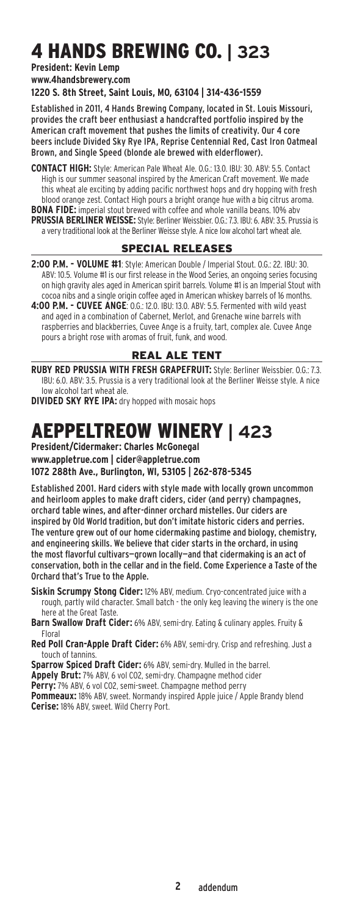# 4 HANDS BREWING CO. | 323

**President: Kevin Lemp**
**www.4handsbrewery.com**
**1220 S. 8th Street, Saint Louis, MO, 63104 | 314-436-1559**

Established in 2011, 4 Hands Brewing Company, located in St. Louis Missouri, provides the craft beer enthusiast a handcrafted portfolio inspired by the American craft movement that pushes the limits of creativity. Our 4 core beers include Divided Sky Rye IPA, Reprise Centennial Red, Cast Iron Oatmeal Brown, and Single Speed (blonde ale brewed with elderflower).

**CONTACT HIGH:** Style: American Pale Wheat Ale. O.G.: 13.0. IBU: 30. ABV: 5.5. Contact High is our summer seasonal inspired by the American Craft movement. We made this wheat ale exciting by adding pacific northwest hops and dry hopping with fresh blood orange zest. Contact High pours a bright orange hue with a big citrus aroma.

**BONA FIDE:** imperial stout brewed with coffee and whole vanilla beans. 10% abv

**PRUSSIA BERLINER WEISSE:** Style: Berliner Weissbier. O.G.: 7.3. IBU: 6. ABV: 3.5. Prussia is a very traditional look at the Berliner Weisse style. A nice low alcohol tart wheat ale.

## SPECIAL RELEASES

**2:00 P.M. – VOLUME #1**: Style: American Double / Imperial Stout. O.G.: 22. IBU: 30. ABV: 10.5. Volume #1 is our first release in the Wood Series, an ongoing series focusing on high gravity ales aged in American spirit barrels. Volume #1 is an Imperial Stout with cocoa nibs and a single origin coffee aged in American whiskey barrels of 16 months.

**4:00 P.M. – CUVEE ANGE**: O.G.: 12.0. IBU: 13.0. ABV: 5.5. Fermented with wild yeast and aged in a combination of Cabernet, Merlot, and Grenache wine barrels with raspberries and blackberries, Cuvee Ange is a fruity, tart, complex ale. Cuvee Ange pours a bright rose with aromas of fruit, funk, and wood.

## REAL ALE TENT

**RUBY RED PRUSSIA WITH FRESH GRAPEFRUIT:** Style: Berliner Weissbier. O.G.: 7.3. IBU: 6.0. ABV: 3.5. Prussia is a very traditional look at the Berliner Weisse style. A nice low alcohol tart wheat ale.

**DIVIDED SKY RYE IPA:** dry hopped with mosaic hops

# AEPPELTREOW WINERY | 423

**President/Cidermaker: Charles McGonegal**
**www.appletrue.com | cider@appletrue.com**
**1072 288th Ave., Burlington, WI, 53105 | 262-878-5345**

Established 2001. Hard ciders with style made with locally grown uncommon and heirloom apples to make draft ciders, cider (and perry) champagnes, orchard table wines, and after-dinner orchard mistelles. Our ciders are inspired by Old World tradition, but don't imitate historic ciders and perries. The venture grew out of our home cidermaking pastime and biology, chemistry, and engineering skills. We believe that cider starts in the orchard, in using the most flavorful cultivars—grown locally—and that cidermaking is an act of conservation, both in the cellar and in the field. Come Experience a Taste of the Orchard that's True to the Apple.

**Siskin Scrumpy Stong Cider:** 12% ABV, medium. Cryo-concentrated juice with a rough, partly wild character. Small batch - the only keg leaving the winery is the one here at the Great Taste.

**Barn Swallow Draft Cider:** 6% ABV, semi-dry. Eating & culinary apples. Fruity & Floral

**Red Poll Cran-Apple Draft Cider:** 6% ABV, semi-dry. Crisp and refreshing. Just a touch of tannins.

**Sparrow Spiced Draft Cider:** 6% ABV, semi-dry. Mulled in the barrel.

**Appely Brut:** 7% ABV, 6 vol CO2, semi-dry. Champagne method cider

**Perry:** 7% ABV, 6 vol CO2, semi-sweet. Champagne method perry

**Pommeaux:** 18% ABV, sweet. Normandy inspired Apple juice / Apple Brandy blend

**Cerise:** 18% ABV, sweet. Wild Cherry Port.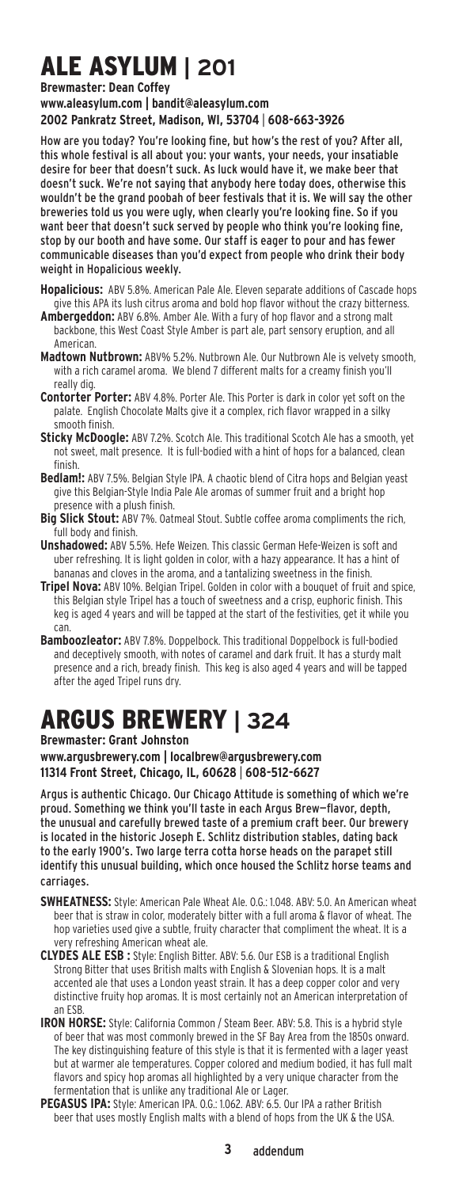# ALE ASYLUM | 201

**Brewmaster: Dean Coffey**
**www.aleasylum.com | bandit@aleasylum.com**
**2002 Pankratz Street, Madison, WI, 53704 | 608-663-3926**

How are you today? You're looking fine, but how's the rest of you? After all, this whole festival is all about you: your wants, your needs, your insatiable desire for beer that doesn't suck. As luck would have it, we make beer that doesn't suck. We're not saying that anybody here today does, otherwise this wouldn't be the grand poobah of beer festivals that it is. We will say the other breweries told us you were ugly, when clearly you're looking fine. So if you want beer that doesn't suck served by people who think you're looking fine, stop by our booth and have some. Our staff is eager to pour and has fewer communicable diseases than you'd expect from people who drink their body weight in Hopalicious weekly.

**Hopalicious:** ABV 5.8%. American Pale Ale. Eleven separate additions of Cascade hops give this APA its lush citrus aroma and bold hop flavor without the crazy bitterness.

**Ambergeddon:** ABV 6.8%. Amber Ale. With a fury of hop flavor and a strong malt backbone, this West Coast Style Amber is part ale, part sensory eruption, and all American.

**Madtown Nutbrown:** ABV% 5.2%. Nutbrown Ale. Our Nutbrown Ale is velvety smooth, with a rich caramel aroma. We blend 7 different malts for a creamy finish you'll really dig.

**Contorter Porter:** ABV 4.8%. Porter Ale. This Porter is dark in color yet soft on the palate. English Chocolate Malts give it a complex, rich flavor wrapped in a silky smooth finish.

**Sticky McDoogle:** ABV 7.2%. Scotch Ale. This traditional Scotch Ale has a smooth, yet not sweet, malt presence. It is full-bodied with a hint of hops for a balanced, clean finish.

**Bedlam!:** ABV 7.5%. Belgian Style IPA. A chaotic blend of Citra hops and Belgian yeast give this Belgian-Style India Pale Ale aromas of summer fruit and a bright hop presence with a plush finish.

**Big Slick Stout:** ABV 7%. Oatmeal Stout. Subtle coffee aroma compliments the rich, full body and finish.

**Unshadowed:** ABV 5.5%. Hefe Weizen. This classic German Hefe-Weizen is soft and uber refreshing. It is light golden in color, with a hazy appearance. It has a hint of bananas and cloves in the aroma, and a tantalizing sweetness in the finish.

**Tripel Nova:** ABV 10%. Belgian Tripel. Golden in color with a bouquet of fruit and spice, this Belgian style Tripel has a touch of sweetness and a crisp, euphoric finish. This keg is aged 4 years and will be tapped at the start of the festivities, get it while you can.

**Bamboozleator:** ABV 7.8%. Doppelbock. This traditional Doppelbock is full-bodied and deceptively smooth, with notes of caramel and dark fruit. It has a sturdy malt presence and a rich, bready finish. This keg is also aged 4 years and will be tapped after the aged Tripel runs dry.

# ARGUS BREWERY | 324

**Brewmaster: Grant Johnston**
**www.argusbrewery.com | localbrew@argusbrewery.com**
**11314 Front Street, Chicago, IL, 60628 | 608-512-6627**

Argus is authentic Chicago. Our Chicago Attitude is something of which we're proud. Something we think you'll taste in each Argus Brew—flavor, depth, the unusual and carefully brewed taste of a premium craft beer. Our brewery is located in the historic Joseph E. Schlitz distribution stables, dating back to the early 1900's. Two large terra cotta horse heads on the parapet still identify this unusual building, which once housed the Schlitz horse teams and carriages.

**SWHEATNESS:** Style: American Pale Wheat Ale. O.G.: 1.048. ABV: 5.0. An American wheat beer that is straw in color, moderately bitter with a full aroma & flavor of wheat. The hop varieties used give a subtle, fruity character that compliment the wheat. It is a very refreshing American wheat ale.

**CLYDES ALE ESB :** Style: English Bitter. ABV: 5.6. Our ESB is a traditional English Strong Bitter that uses British malts with English & Slovenian hops. It is a malt accented ale that uses a London yeast strain. It has a deep copper color and very distinctive fruity hop aromas. It is most certainly not an American interpretation of an ESB.

**IRON HORSE:** Style: California Common / Steam Beer. ABV: 5.8. This is a hybrid style of beer that was most commonly brewed in the SF Bay Area from the 1850s onward. The key distinguishing feature of this style is that it is fermented with a lager yeast but at warmer ale temperatures. Copper colored and medium bodied, it has full malt flavors and spicy hop aromas all highlighted by a very unique character from the fermentation that is unlike any traditional Ale or Lager.

**PEGASUS IPA:** Style: American IPA. O.G.: 1.062. ABV: 6.5. Our IPA a rather British beer that uses mostly English malts with a blend of hops from the UK & the USA.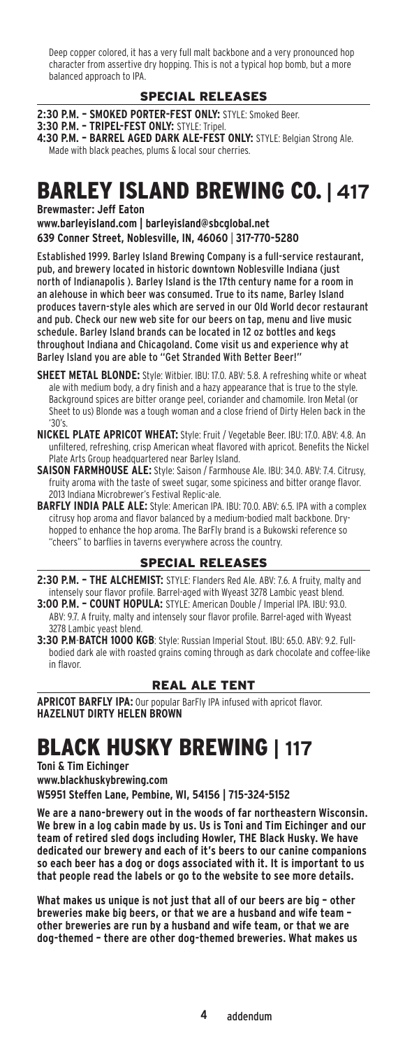Deep copper colored, it has a very full malt backbone and a very pronounced hop character from assertive dry hopping. This is not a typical hop bomb, but a more balanced approach to IPA.

### SPECIAL RELEASES

**2:30 P.M. – SMOKED PORTER-FEST ONLY:** STYLE: Smoked Beer.
**3:30 P.M. – TRIPEL-FEST ONLY:** STYLE: Tripel.
**4:30 P.M. – BARREL AGED DARK ALE-FEST ONLY:** STYLE: Belgian Strong Ale. Made with black peaches, plums & local sour cherries.

# BARLEY ISLAND BREWING CO. | 417

**Brewmaster: Jeff Eaton**
**www.barleyisland.com | barleyisland@sbcglobal.net**
**639 Conner Street, Noblesville, IN, 46060 | 317-770-5280**

Established 1999. Barley Island Brewing Company is a full-service restaurant, pub, and brewery located in historic downtown Noblesville Indiana (just north of Indianapolis ). Barley Island is the 17th century name for a room in an alehouse in which beer was consumed. True to its name, Barley Island produces tavern-style ales which are served in our Old World decor restaurant and pub. Check our new web site for our beers on tap, menu and live music schedule. Barley Island brands can be located in 12 oz bottles and kegs throughout Indiana and Chicagoland. Come visit us and experience why at Barley Island you are able to "Get Stranded With Better Beer!"

**SHEET METAL BLONDE:** Style: Witbier. IBU: 17.0. ABV: 5.8. A refreshing white or wheat ale with medium body, a dry finish and a hazy appearance that is true to the style. Background spices are bitter orange peel, coriander and chamomile. Iron Metal (or Sheet to us) Blonde was a tough woman and a close friend of Dirty Helen back in the '30's.

**NICKEL PLATE APRICOT WHEAT:** Style: Fruit / Vegetable Beer. IBU: 17.0. ABV: 4.8. An unfiltered, refreshing, crisp American wheat flavored with apricot. Benefits the Nickel Plate Arts Group headquartered near Barley Island.

**SAISON FARMHOUSE ALE:** Style: Saison / Farmhouse Ale. IBU: 34.0. ABV: 7.4. Citrusy, fruity aroma with the taste of sweet sugar, some spiciness and bitter orange flavor. 2013 Indiana Microbrewer's Festival Replic-ale.

**BARFLY INDIA PALE ALE:** Style: American IPA. IBU: 70.0. ABV: 6.5. IPA with a complex citrusy hop aroma and flavor balanced by a medium-bodied malt backbone. Dry-hopped to enhance the hop aroma. The BarFly brand is a Bukowski reference so "cheers" to barflies in taverns everywhere across the country.

### SPECIAL RELEASES

**2:30 P.M. – THE ALCHEMIST:** STYLE: Flanders Red Ale. ABV: 7.6. A fruity, malty and intensely sour flavor profile. Barrel-aged with Wyeast 3278 Lambic yeast blend.
**3:00 P.M. – COUNT HOPULA:** STYLE: American Double / Imperial IPA. IBU: 93.0. ABV: 9.7. A fruity, malty and intensely sour flavor profile. Barrel-aged with Wyeast 3278 Lambic yeast blend.
**3:30 P.M-BATCH 1000 KGB**: Style: Russian Imperial Stout. IBU: 65.0. ABV: 9.2. Full-bodied dark ale with roasted grains coming through as dark chocolate and coffee-like in flavor.

### REAL ALE TENT

**APRICOT BARFLY IPA:** Our popular BarFly IPA infused with apricot flavor.
**HAZELNUT DIRTY HELEN BROWN**

# BLACK HUSKY BREWING | 117

**Toni & Tim Eichinger**
**www.blackhuskybrewing.com**
**W5951 Steffen Lane, Pembine, WI, 54156 | 715-324-5152**

**We are a nano-brewery out in the woods of far northeastern Wisconsin. We brew in a log cabin made by us. Us is Toni and Tim Eichinger and our team of retired sled dogs including Howler, THE Black Husky. We have dedicated our brewery and each of it's beers to our canine companions so each beer has a dog or dogs associated with it. It is important to us that people read the labels or go to the website to see more details.**

**What makes us unique is not just that all of our beers are big – other breweries make big beers, or that we are a husband and wife team – other breweries are run by a husband and wife team, or that we are dog-themed – there are other dog-themed breweries. What makes us**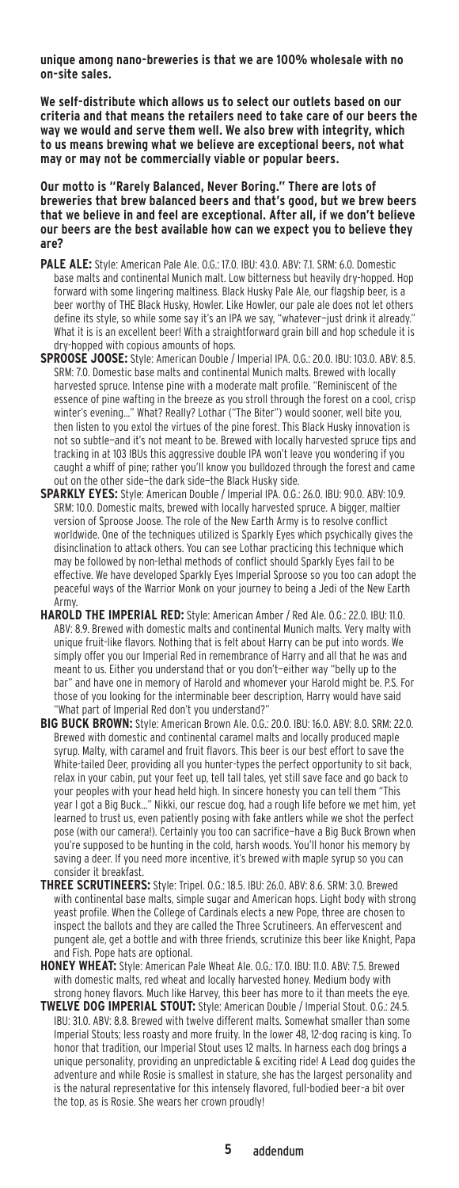**unique among nano-breweries is that we are 100% wholesale with no on-site sales.**

**We self-distribute which allows us to select our outlets based on our criteria and that means the retailers need to take care of our beers the way we would and serve them well. We also brew with integrity, which to us means brewing what we believe are exceptional beers, not what may or may not be commercially viable or popular beers.**

**Our motto is "Rarely Balanced, Never Boring." There are lots of breweries that brew balanced beers and that's good, but we brew beers that we believe in and feel are exceptional. After all, if we don't believe our beers are the best available how can we expect you to believe they are?**

**PALE ALE:** Style: American Pale Ale. O.G.: 17.0. IBU: 43.0. ABV: 7.1. SRM: 6.0. Domestic base malts and continental Munich malt. Low bitterness but heavily dry-hopped. Hop forward with some lingering maltiness. Black Husky Pale Ale, our flagship beer, is a beer worthy of THE Black Husky, Howler. Like Howler, our pale ale does not let others define its style, so while some say it's an IPA we say, "whatever—just drink it already." What it is is an excellent beer! With a straightforward grain bill and hop schedule it is dry-hopped with copious amounts of hops.

**SPROOSE JOOSE:** Style: American Double / Imperial IPA. O.G.: 20.0. IBU: 103.0. ABV: 8.5. SRM: 7.0. Domestic base malts and continental Munich malts. Brewed with locally harvested spruce. Intense pine with a moderate malt profile. "Reminiscent of the essence of pine wafting in the breeze as you stroll through the forest on a cool, crisp winter's evening..." What? Really? Lothar ("The Biter") would sooner, well bite you, then listen to you extol the virtues of the pine forest. This Black Husky innovation is not so subtle—and it's not meant to be. Brewed with locally harvested spruce tips and tracking in at 103 IBUs this aggressive double IPA won't leave you wondering if you caught a whiff of pine; rather you'll know you bulldozed through the forest and came out on the other side—the dark side—the Black Husky side.

**SPARKLY EYES:** Style: American Double / Imperial IPA. O.G.: 26.0. IBU: 90.0. ABV: 10.9. SRM: 10.0. Domestic malts, brewed with locally harvested spruce. A bigger, maltier version of Sproose Joose. The role of the New Earth Army is to resolve conflict worldwide. One of the techniques utilized is Sparkly Eyes which psychically gives the disinclination to attack others. You can see Lothar practicing this technique which may be followed by non-lethal methods of conflict should Sparkly Eyes fail to be effective. We have developed Sparkly Eyes Imperial Sproose so you too can adopt the peaceful ways of the Warrior Monk on your journey to being a Jedi of the New Earth Army.

**HAROLD THE IMPERIAL RED:** Style: American Amber / Red Ale. O.G.: 22.0. IBU: 11.0. ABV: 8.9. Brewed with domestic malts and continental Munich malts. Very malty with unique fruit-like flavors. Nothing that is felt about Harry can be put into words. We simply offer you our Imperial Red in remembrance of Harry and all that he was and meant to us. Either you understand that or you don't—either way "belly up to the bar" and have one in memory of Harold and whomever your Harold might be. P.S. For those of you looking for the interminable beer description, Harry would have said "What part of Imperial Red don't you understand?"

**BIG BUCK BROWN:** Style: American Brown Ale. O.G.: 20.0. IBU: 16.0. ABV: 8.0. SRM: 22.0. Brewed with domestic and continental caramel malts and locally produced maple syrup. Malty, with caramel and fruit flavors. This beer is our best effort to save the White-tailed Deer, providing all you hunter-types the perfect opportunity to sit back, relax in your cabin, put your feet up, tell tall tales, yet still save face and go back to your peoples with your head held high. In sincere honesty you can tell them "This year I got a Big Buck..." Nikki, our rescue dog, had a rough life before we met him, yet learned to trust us, even patiently posing with fake antlers while we shot the perfect pose (with our camera!). Certainly you too can sacrifice—have a Big Buck Brown when you're supposed to be hunting in the cold, harsh woods. You'll honor his memory by saving a deer. If you need more incentive, it's brewed with maple syrup so you can consider it breakfast.

**THREE SCRUTINEERS:** Style: Tripel. O.G.: 18.5. IBU: 26.0. ABV: 8.6. SRM: 3.0. Brewed with continental base malts, simple sugar and American hops. Light body with strong yeast profile. When the College of Cardinals elects a new Pope, three are chosen to inspect the ballots and they are called the Three Scrutineers. An effervescent and pungent ale, get a bottle and with three friends, scrutinize this beer like Knight, Papa and Fish. Pope hats are optional.

**HONEY WHEAT:** Style: American Pale Wheat Ale. O.G.: 17.0. IBU: 11.0. ABV: 7.5. Brewed with domestic malts, red wheat and locally harvested honey. Medium body with strong honey flavors. Much like Harvey, this beer has more to it than meets the eye.

**TWELVE DOG IMPERIAL STOUT:** Style: American Double / Imperial Stout. O.G.: 24.5. IBU: 31.0. ABV: 8.8. Brewed with twelve different malts. Somewhat smaller than some Imperial Stouts; less roasty and more fruity. In the lower 48, 12-dog racing is king. To honor that tradition, our Imperial Stout uses 12 malts. In harness each dog brings a unique personality, providing an unpredictable & exciting ride! A Lead dog guides the adventure and while Rosie is smallest in stature, she has the largest personality and is the natural representative for this intensely flavored, full-bodied beer–a bit over the top, as is Rosie. She wears her crown proudly!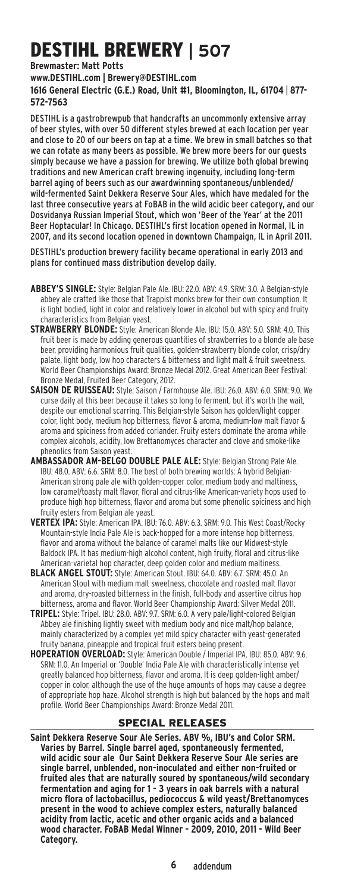# DESTIHL BREWERY | 507

**Brewmaster: Matt Potts**
**www.DESTIHL.com | Brewery@DESTIHL.com**
**1616 General Electric (G.E.) Road, Unit #1, Bloomington, IL, 61704 | 877-572-7563**

DESTIHL is a gastrobrewpub that handcrafts an uncommonly extensive array of beer styles, with over 50 different styles brewed at each location per year and close to 20 of our beers on tap at a time. We brew in small batches so that we can rotate as many beers as possible. We brew more beers for our guests simply because we have a passion for brewing. We utilize both global brewing traditions and new American craft brewing ingenuity, including long-term barrel aging of beers such as our awardwinning spontaneous/unblended/wild-fermented Saint Dekkera Reserve Sour Ales, which have medaled for the last three consecutive years at FoBAB in the wild acidic beer category, and our Dosvidanya Russian Imperial Stout, which won 'Beer of the Year' at the 2011 Beer Hoptacular! In Chicago. DESTIHL's first location opened in Normal, IL in 2007, and its second location opened in downtown Champaign, IL in April 2011.

DESTIHL's production brewery facility became operational in early 2013 and plans for continued mass distribution develop daily.

**ABBEY'S SINGLE:** Style: Belgian Pale Ale. IBU: 22.0. ABV: 4.9. SRM: 3.0. A Belgian-style abbey ale crafted like those that Trappist monks brew for their own consumption. It is light bodied, light in color and relatively lower in alcohol but with spicy and fruity characteristics from Belgian yeast.

**STRAWBERRY BLONDE:** Style: American Blonde Ale. IBU: 15.0. ABV: 5.0. SRM: 4.0. This fruit beer is made by adding generous quantities of strawberries to a blonde ale base beer, providing harmonious fruit qualities, golden-strawberry blonde color, crisp/dry palate, light body, low hop characters & bitterness and light malt & fruit sweetness. World Beer Championships Award: Bronze Medal 2012. Great American Beer Festival: Bronze Medal, Fruited Beer Category, 2012.

**SAISON DE RUISSEAU:** Style: Saison / Farmhouse Ale. IBU: 26.0. ABV: 6.0. SRM: 9.0. We curse daily at this beer because it takes so long to ferment, but it's worth the wait, despite our emotional scarring. This Belgian-style Saison has golden/light copper color, light body, medium hop bitterness, flavor & aroma, medium-low malt flavor & aroma and spiciness from added coriander. Fruity esters dominate the aroma while complex alcohols, acidity, low Brettanomyces character and clove and smoke-like phenolics from Saison yeast.

**AMBASSADOR AM-BELGO DOUBLE PALE ALE:** Style: Belgian Strong Pale Ale. IBU: 48.0. ABV: 6.6. SRM: 8.0. The best of both brewing worlds: A hybrid Belgian-American strong pale ale with golden-copper color, medium body and maltiness, low caramel/toasty malt flavor, floral and citrus-like American-variety hops used to produce high hop bitterness, flavor and aroma but some phenolic spiciness and high fruity esters from Belgian ale yeast.

**VERTEX IPA:** Style: American IPA. IBU: 76.0. ABV: 6.3. SRM: 9.0. This West Coast/Rocky Mountain-style India Pale Ale is back-hopped for a more intense hop bitterness, flavor and aroma without the balance of caramel malts like our Midwest-style Baldock IPA. It has medium-high alcohol content, high fruity, floral and citrus-like American-varietal hop character, deep golden color and medium maltiness.

**BLACK ANGEL STOUT:** Style: American Stout. IBU: 64.0. ABV: 6.7. SRM: 45.0. An American Stout with medium malt sweetness, chocolate and roasted malt flavor and aroma, dry-roasted bitterness in the finish, full-body and assertive citrus hop bitterness, aroma and flavor. World Beer Championship Award: Silver Medal 2011.

**TRIPEL:** Style: Tripel. IBU: 28.0. ABV: 9.7. SRM: 6.0. A very pale/light-colored Belgian Abbey ale finishing lightly sweet with medium body and nice malt/hop balance, mainly characterized by a complex yet mild spicy character with yeast-generated fruity banana, pineapple and tropical fruit esters being present.

**HOPERATION OVERLOAD:** Style: American Double / Imperial IPA. IBU: 85.0. ABV: 9.6. SRM: 11.0. An Imperial or 'Double' India Pale Ale with characteristically intense yet greatly balanced hop bitterness, flavor and aroma. It is deep golden-light amber/copper in color, although the use of the huge amounts of hops may cause a degree of appropriate hop haze. Alcohol strength is high but balanced by the hops and malt profile. World Beer Championships Award: Bronze Medal 2011.

## SPECIAL RELEASES

**Saint Dekkera Reserve Sour Ale Series. ABV %, IBU's and Color SRM. Varies by Barrel. Single barrel aged, spontaneously fermented, wild acidic sour ale Our Saint Dekkera Reserve Sour Ale series are single barrel, unblended, non-inoculated and either non-fruited or fruited ales that are naturally soured by spontaneous/wild secondary fermentation and aging for 1 - 3 years in oak barrels with a natural micro flora of lactobacillus, pediococcus & wild yeast/Brettanomyces present in the wood to achieve complex esters, naturally balanced acidity from lactic, acetic and other organic acids and a balanced wood character. FoBAB Medal Winner - 2009, 2010, 2011 - Wild Beer Category.**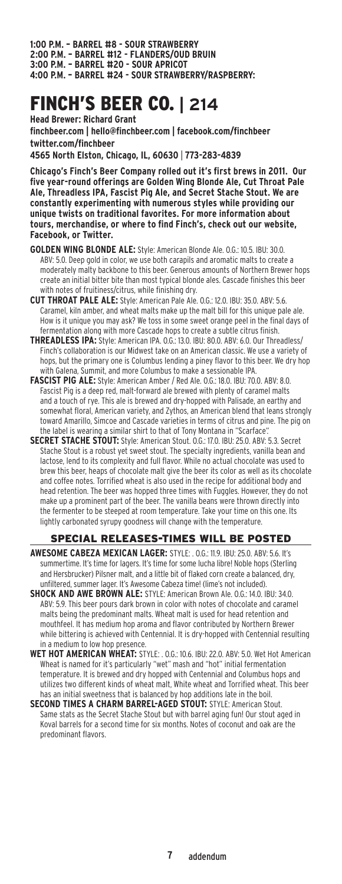**1:00 P.M. – BARREL #8 - SOUR STRAWBERRY**
**2:00 P.M. – BARREL #12 - FLANDERS/OUD BRUIN**
**3:00 P.M. – BARREL #20 - SOUR APRICOT**
**4:00 P.M. – BARREL #24 - SOUR STRAWBERRY/RASPBERRY:**

# FINCH'S BEER CO. | 214

**Head Brewer: Richard Grant**
**finchbeer.com | hello@finchbeer.com | facebook.com/finchbeer**
**twitter.com/finchbeer**
**4565 North Elston, Chicago, IL, 60630 | 773-283-4839**

**Chicago's Finch's Beer Company rolled out it's first brews in 2011. Our five year-round offerings are Golden Wing Blonde Ale, Cut Throat Pale Ale, Threadless IPA, Fascist Pig Ale, and Secret Stache Stout. We are constantly experimenting with numerous styles while providing our unique twists on traditional favorites. For more information about tours, merchandise, or where to find Finch's, check out our website, Facebook, or Twitter.**

**GOLDEN WING BLONDE ALE:** Style: American Blonde Ale. O.G.: 10.5. IBU: 30.0. ABV: 5.0. Deep gold in color, we use both carapils and aromatic malts to create a moderately malty backbone to this beer. Generous amounts of Northern Brewer hops create an initial bitter bite than most typical blonde ales. Cascade finishes this beer with notes of fruitiness/citrus, while finishing dry.

**CUT THROAT PALE ALE:** Style: American Pale Ale. O.G.: 12.0. IBU: 35.0. ABV: 5.6. Caramel, kiln amber, and wheat malts make up the malt bill for this unique pale ale. How is it unique you may ask? We toss in some sweet orange peel in the final days of fermentation along with more Cascade hops to create a subtle citrus finish.

**THREADLESS IPA:** Style: American IPA. O.G.: 13.0. IBU: 80.0. ABV: 6.0. Our Threadless/ Finch's collaboration is our Midwest take on an American classic. We use a variety of hops, but the primary one is Columbus lending a piney flavor to this beer. We dry hop with Galena, Summit, and more Columbus to make a sessionable IPA.

**FASCIST PIG ALE:** Style: American Amber / Red Ale. O.G.: 18.0. IBU: 70.0. ABV: 8.0. Fascist Pig is a deep red, malt-forward ale brewed with plenty of caramel malts and a touch of rye. This ale is brewed and dry-hopped with Palisade, an earthy and somewhat floral, American variety, and Zythos, an American blend that leans strongly toward Amarillo, Simcoe and Cascade varieties in terms of citrus and pine. The pig on the label is wearing a similar shirt to that of Tony Montana in "Scarface".

**SECRET STACHE STOUT:** Style: American Stout. O.G.: 17.0. IBU: 25.0. ABV: 5.3. Secret Stache Stout is a robust yet sweet stout. The specialty ingredients, vanilla bean and lactose, lend to its complexity and full flavor. While no actual chocolate was used to brew this beer, heaps of chocolate malt give the beer its color as well as its chocolate and coffee notes. Torrified wheat is also used in the recipe for additional body and head retention. The beer was hopped three times with Fuggles. However, they do not make up a prominent part of the beer. The vanilla beans were thrown directly into the fermenter to be steeped at room temperature. Take your time on this one. Its lightly carbonated syrupy goodness will change with the temperature.

## SPECIAL RELEASES-TIMES WILL BE POSTED

**AWESOME CABEZA MEXICAN LAGER:** STYLE: . O.G.: 11.9. IBU: 25.0. ABV: 5.6. It's summertime. It's time for lagers. It's time for some lucha libre! Noble hops (Sterling and Hersbrucker) Pilsner malt, and a little bit of flaked corn create a balanced, dry, unfiltered, summer lager. It's Awesome Cabeza time! (lime's not included).

**SHOCK AND AWE BROWN ALE:** STYLE: American Brown Ale. O.G.: 14.0. IBU: 34.0. ABV: 5.9. This beer pours dark brown in color with notes of chocolate and caramel malts being the predominant malts. Wheat malt is used for head retention and mouthfeel. It has medium hop aroma and flavor contributed by Northern Brewer while bittering is achieved with Centennial. It is dry-hopped with Centennial resulting in a medium to low hop presence.

**WET HOT AMERICAN WHEAT:** STYLE: . O.G.: 10.6. IBU: 22.0. ABV: 5.0. Wet Hot American Wheat is named for it's particularly "wet" mash and "hot" initial fermentation temperature. It is brewed and dry hopped with Centennial and Columbus hops and utilizes two different kinds of wheat malt, White wheat and Torrified wheat. This beer has an initial sweetness that is balanced by hop additions late in the boil.

**SECOND TIMES A CHARM BARREL-AGED STOUT:** STYLE: American Stout. Same stats as the Secret Stache Stout but with barrel aging fun! Our stout aged in Koval barrels for a second time for six months. Notes of coconut and oak are the predominant flavors.

addendum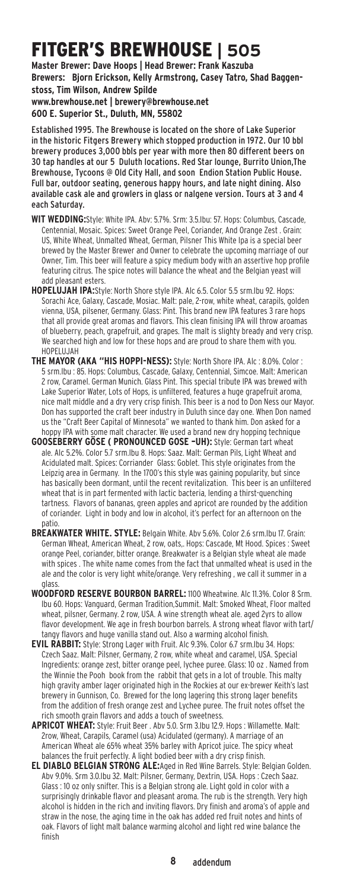# FITGER'S BREWHOUSE | 505

**Master Brewer: Dave Hoops | Head Brewer: Frank Kaszuba**
**Brewers: Bjorn Erickson, Kelly Armstrong, Casey Tatro, Shad Baggenstoss, Tim Wilson, Andrew Spilde**
**www.brewhouse.net | brewery@brewhouse.net**
**600 E. Superior St., Duluth, MN, 55802**

Established 1995. The Brewhouse is located on the shore of Lake Superior in the historic Fitgers Brewery which stopped production in 1972. Our 10 bbl brewery produces 3,000 bbls per year with more then 80 different beers on 30 tap handles at our 5 Duluth locations. Red Star lounge, Burrito Union,The Brewhouse, Tycoons @ Old City Hall, and soon Endion Station Public House. Full bar, outdoor seating, generous happy hours, and late night dining. Also available cask ale and growlers in glass or nalgene version. Tours at 3 and 4 each Saturday.

**WIT WEDDING:** Style: White IPA. Abv: 5.7%. Srm: 3.5.Ibu: 57. Hops: Columbus, Cascade, Centennial, Mosaic. Spices: Sweet Orange Peel, Coriander, And Orange Zest . Grain: US, White Wheat, Unmalted Wheat, German, Pilsner This White Ipa is a special beer brewed by the Master Brewer and Owner to celebrate the upcoming marriage of our Owner, Tim. This beer will feature a spicy medium body with an assertive hop profile featuring citrus. The spice notes will balance the wheat and the Belgian yeast will add pleasant esters.

**HOPELUJAH IPA:** Style: North Shore style IPA. Alc 6.5. Color 5.5 srm.Ibu 92. Hops: Sorachi Ace, Galaxy, Cascade, Mosiac. Malt: pale, 2-row, white wheat, carapils, golden vienna, USA, pilsener, Germany. Glass: Pint. This brand new IPA features 3 rare hops that all provide great aromas and flavors. This clean finising IPA will throw aroamas of blueberry, peach, grapefruit, and grapes. The malt is slighty bready and very crisp. We searched high and low for these hops and are proud to share them with you. HOPELUJAH

**THE MAYOR (AKA "HIS HOPPI-NESS):** Style: North Shore IPA. Alc : 8.0%. Color : 5 srm.Ibu : 85. Hops: Columbus, Cascade, Galaxy, Centennial, Simcoe. Malt: American 2 row, Caramel. German Munich. Glass Pint. This special tribute IPA was brewed with Lake Superior Water, Lots of Hops, is unfiltered, features a huge grapefruit aroma, nice malt middle and a dry very crisp finish. This beer is a nod to Don Ness our Mayor. Don has supported the craft beer industry in Duluth since day one. When Don named us the "Craft Beer Capital of Minnesota" we wanted to thank him. Don asked for a hoppy IPA with some malt character. We used a brand new dry hopping technique

**GOOSEBERRY GÖSE ( PRONOUNCED GOSE –UH):** Style: German tart wheat ale. Alc 5.2%. Color 5.7 srm.Ibu 8. Hops: Saaz. Malt: German Pils, Light Wheat and Acidulated malt. Spices: Corriander Glass: Goblet. This style originates from the Leipzig area in Germany. In the 1700's this style was gaining popularity, but since has basically been dormant, until the recent revitalization. This beer is an unfiltered wheat that is in part fermented with lactic bacteria, lending a thirst-quenching tartness. Flavors of bananas, green apples and apricot are rounded by the addition of coriander. Light in body and low in alcohol, it's perfect for an afternoon on the patio.

**BREAKWATER WHITE. STYLE:** Belgain White. Abv 5.6%. Color 2.6 srm.Ibu 17. Grain: German Wheat, American Wheat, 2 row, oats,. Hops: Cascade, Mt Hood. Spices : Sweet orange Peel, coriander, bitter orange. Breakwater is a Belgian style wheat ale made with spices . The white name comes from the fact that unmalted wheat is used in the ale and the color is very light white/orange. Very refreshing , we call it summer in a glass.

**WOODFORD RESERVE BOURBON BARREL:** 1100 Wheatwine. Alc 11.3%. Color 8 Srm. Ibu 60. Hops: Vanguard, German Tradition,Summit. Malt: Smoked Wheat, Floor malted wheat, pilsner, Germany. 2 row, USA. A wine strength wheat ale. aged 2yrs to allow flavor development. We age in fresh bourbon barrels. A strong wheat flavor with tart/ tangy flavors and huge vanilla stand out. Also a warming alcohol finish.

**EVIL RABBIT:** Style: Strong Lager with Fruit. Alc 9.3%. Color 6.7 srm.Ibu 34. Hops: Czech Saaz. Malt: Pilsner, Germany, 2 row, white wheat and caramel, USA. Special Ingredients: orange zest, bitter orange peel, lychee puree. Glass: 10 oz . Named from the Winnie the Pooh book from the rabbit that gets in a lot of trouble. This malty high gravity amber lager originated high in the Rockies at our ex-brewer Keith's last brewery in Gunnison, Co. Brewed for the long lagering this strong lager benefits from the addition of fresh orange zest and Lychee puree. The fruit notes offset the rich smooth grain flavors and adds a touch of sweetness.

**APRICOT WHEAT:** Style: Fruit Beer . Abv 5.0. Srm 3.Ibu 12.9. Hops : Willamette. Malt: 2row, Wheat, Carapils, Caramel (usa) Acidulated (germany). A marriage of an American Wheat ale 65% wheat 35% barley with Apricot juice. The spicy wheat balances the fruit perfectly. A light bodied beer with a dry crisp finish.

**EL DIABLO BELGIAN STRONG ALE:** Aged in Red Wine Barrels. Style: Belgian Golden. Abv 9.0%. Srm 3.0.Ibu 32. Malt: Pilsner, Germany, Dextrin, USA. Hops : Czech Saaz. Glass : 10 oz only snifter. This is a Belgian strong ale. Light gold in color with a surprisingly drinkable flavor and pleasant aroma. The rub is the strength. Very high alcohol is hidden in the rich and inviting flavors. Dry finish and aroma's of apple and straw in the nose, the aging time in the oak has added red fruit notes and hints of oak. Flavors of light malt balance warming alcohol and light red wine balance the finish

addendum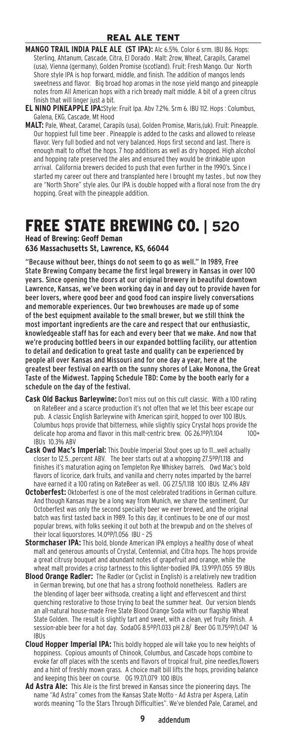## REAL ALE TENT

**MANGO TRAIL INDIA PALE ALE (ST IPA):** Alc 6.5%. Color 6 srm. IBU 86. Hops: Sterling, Ahtanum, Cascade, Citra, El Dorado . Malt: 2row, Wheat, Carapils, Caramel (usa), Vienna (germany), Golden Promise (scotland). Fruit: Fresh Mango. Our North Shore style IPA is hop forward, middle, and finish. The addition of mangos lends sweetness and flavor. Big broad hop aromas in the nose yield mango and pineapple notes from All American hops with a rich bready malt middle. A bit of a green citrus finish that will linger just a bit.

**EL NINO PINEAPPLE IPA:**Style: Fruit Ipa. Abv 7.2%. Srm 6. IBU 112. Hops : Columbus, Galena, EKG, Cascade, Mt Hood

**MALT:** Pale, Wheat, Caramel, Carapils (usa), Golden Promise, Maris,(uk). Fruit: Pineapple. Our hoppiest full time beer . Pineapple is added to the casks and allowed to release flavor. Very full bodied and not very balanced. Hops first second and last. There is enough malt to offset the hops. 7 hop additions as well as dry hopped. High alcohol and hopping rate preserved the ales and ensured they would be drinkable upon arrival. California brewers decided to push that even further in the 1990's. Since I started my career out there and transplanted here I brought my tastes , but now they are "North Shore" style ales. Our IPA is double hopped with a floral nose from the dry hopping. Great with the pineapple addition.

# FREE STATE BREWING CO. | 520

**Head of Brewing: Geoff Deman**
**636 Massachusetts St, Lawrence, KS, 66044**

"Because without beer, things do not seem to go as well." In 1989, Free State Brewing Company became the first legal brewery in Kansas in over 100 years. Since opening the doors at our original brewery in beautiful downtown Lawrence, Kansas, we've been working day in and day out to provide haven for beer lovers, where good beer and good food can inspire lively conversations and memorable experiences. Our two brewhouses are made up of some of the best equipment available to the small brewer, but we still think the most important ingredients are the care and respect that our enthusiastic, knowledgeable staff has for each and every beer that we make. And now that we're producing bottled beers in our expanded bottling facility, our attention to detail and dedication to great taste and quality can be experienced by people all over Kansas and Missouri and for one day a year, here at the greatest beer festival on earth on the sunny shores of Lake Monona, the Great Taste of the Midwest. Tapping Schedule TBD: Come by the booth early for a schedule on the day of the festival.

**Cask Old Backus Barleywine:** Don't miss out on this cult classic. With a 100 rating on RateBeer and a scarce production it's not often that we let this beer escape our pub. A classic English Barleywine with American spirit, hopped to over 100 IBUs. Columbus hops provide that bitterness, while slightly spicy Crystal hops provide the delicate hop aroma and flavor in this malt-centric brew. OG 26.1ºP/1.104 100+ IBUs 10.3% ABV

**Cask Owd Mac's Imperial:** This Double Imperial Stout goes up to 11...well actually closer to 12.5...percent ABV. The beer starts out at a whopping 27.5ºP/1.118 and finishes it's maturation aging on Templeton Rye Whiskey barrels. Owd Mac's bold flavors of licorice, dark fruits, and vanilla and cherry notes imparted by the barrel have earned it a 100 rating on RateBeer as well. OG 27.5/1.118 100 IBUs 12.4% ABV

**Octoberfest:** Oktoberfest is one of the most celebrated traditions in German culture. And though Kansas may be a long way from Munich, we share the sentiment. Our Octoberfest was only the second specialty beer we ever brewed, and the original batch was first tasted back in 1989. To this day, it continues to be one of our most popular brews, with folks seeking it out both at the brewpub and on the shelves of their local liquorstores. 14.0ºP/1.056 IBU – 25

**Stormchaser IPA:** This bold, blonde American IPA employs a healthy dose of wheat malt and generous amounts of Crystal, Centennial, and Citra hops. The hops provide a great citrusy bouquet and abundant notes of grapefruit and orange, while the wheat malt provides a crisp tartness to this lighter-bodied IPA. 13.9ºP/1.055 59 IBUs

**Blood Orange Radler:** The Radler (or Cyclist in English) is a relatively new tradition in German brewing, but one that has a strong foothold nonetheless. Radlers are the blending of lager beer withsoda, creating a light and effervescent and thirst quenching restorative to those trying to beat the summer heat. Our version blends an all-natural house-made Free State Blood Orange Soda with our flagship Wheat State Golden. The result is slightly tart and sweet, with a clean, yet fruity finish. A session-able beer for a hot day. SodaOG 8.5ºP/1.033 pH 2.8/ Beer OG 11.75ºP/1.047 16 IBUs

**Cloud Hopper Imperial IPA:** This boldly hopped ale will take you to new heights of hoppiness. Copious amounts of Chinook, Columbus, and Cascade hops combine to evoke far off places with the scents and flavors of tropical fruit, pine needles,flowers and a hint of freshly mown grass. A choice malt bill lifts the hops, providing balance and keeping this beer on course. OG 19.7/1.079 100 IBUs

**Ad Astra Ale:** This Ale is the first brewed in Kansas since the pioneering days. The name "Ad Astra" comes from the Kansas State Motto - Ad Astra per Aspera, Latin words meaning "To the Stars Through Difficulties". We've blended Pale, Caramel, and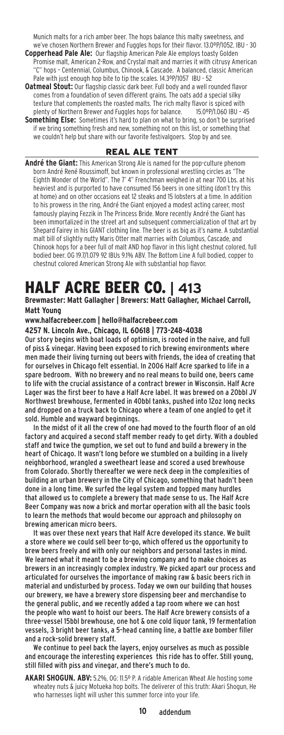Munich malts for a rich amber beer. The hops balance this malty sweetness, and we've chosen Northern Brewer and Fuggles hops for their flavor. 13.0ºP/1052. IBU - 30

**Copperhead Pale Ale:** Our flagship American Pale Ale employs toasty Golden Promise malt, American 2-Row, and Crystal malt and marries it with citrusy American "C" hops – Centennial, Columbus, Chinook, & Cascade. A balanced, classic American Pale with just enough hop bite to tip the scales. 14.3ºP/1057 IBU - 52

**Oatmeal Stout:** Our flagship classic dark beer. Full body and a well rounded flavor comes from a foundation of seven different grains. The oats add a special silky texture that complements the roasted malts. The rich malty flavor is spiced with plenty of Northern Brewer and Fuggles hops for balance. 15.0ºP/1.060 IBU – 45

**Something Else:** Sometimes it's hard to plan on what to bring, so don't be surprised if we bring something fresh and new, something not on this list, or something that we couldn't help but share with our favorite festivalgoers. Stop by and see.

## REAL ALE TENT

**André the Giant:** This American Strong Ale is named for the pop-culture phenom born André René Roussimoff, but known in professional wrestling circles as "The Eighth Wonder of the World". The 7' 4" Frenchman weighed in at near 700 Lbs. at his heaviest and is purported to have consumed 156 beers in one sitting (don't try this at home) and on other occasions eat 12 steaks and 15 lobsters at a time. In addition to his prowess in the ring, André the Giant enjoyed a modest acting career, most famously playing Fezzik in The Princess Bride. More recently André the Giant has been immortalized in the street art and subsequent commercialization of that art by Shepard Fairey in his GIANT clothing line. The beer is as big as it's name. A substantial malt bill of slightly nutty Maris Otter malt marries with Columbus, Cascade, and Chinook hops for a beer full of malt AND hop flavor in this light chestnut colored, full bodied beer. OG 19.7/1.079 92 IBUs 9.1% ABV. The Bottom Line A full bodied, copper to chestnut colored American Strong Ale with substantial hop flavor.

# HALF ACRE BEER CO. | 413

**Brewmaster: Matt Gallagher | Brewers: Matt Gallagher, Michael Carroll, Matt Young**

**www.halfacrebeer.com | hello@halfacrebeer.com**

**4257 N. Lincoln Ave., Chicago, IL 60618 | 773-248-4038**

Our story begins with boat loads of optimism, is rooted in the naive, and full of piss & vinegar. Having been exposed to rich brewing environments where men made their living turning out beers with friends, the idea of creating that for ourselves in Chicago felt essential. In 2006 Half Acre sparked to life in a spare bedroom. With no brewery and no real means to build one, beers came to life with the crucial assistance of a contract brewer in Wisconsin. Half Acre Lager was the first beer to have a Half Acre label. It was brewed on a 20bbl JV Northwest brewhouse, fermented in 40bbl tanks, pushed into 12oz long necks and dropped on a truck back to Chicago where a team of one angled to get it sold. Humble and wayward beginnings.

In the midst of it all the crew of one had moved to the fourth floor of an old factory and acquired a second staff member ready to get dirty. With a doubled staff and twice the gumption, we set out to fund and build a brewery in the heart of Chicago. It wasn't long before we stumbled on a building in a lively neighborhood, wrangled a sweetheart lease and scored a used brewhouse from Colorado. Shortly thereafter we were neck deep in the complexities of building an urban brewery in the City of Chicago, something that hadn't been done in a long time. We surfed the legal system and topped many hurdles that allowed us to complete a brewery that made sense to us. The Half Acre Beer Company was now a brick and mortar operation with all the basic tools to learn the methods that would become our approach and philosophy on brewing american micro beers.

It was over these next years that Half Acre developed its stance. We built a store where we could sell beer to-go, which offered us the opportunity to brew beers freely and with only our neighbors and personal tastes in mind. We learned what it meant to be a brewing company and to make choices as brewers in an increasingly complex industry. We picked apart our process and articulated for ourselves the importance of making raw & basic beers rich in material and undisturbed by process. Today we own our building that houses our brewery, we have a brewery store dispensing beer and merchandise to the general public, and we recently added a tap room where we can host the people who want to hoist our beers. The Half Acre brewery consists of a three-vessel 15bbl brewhouse, one hot & one cold liquor tank, 19 fermentation vessels, 3 bright beer tanks, a 5-head canning line, a battle axe bomber filler and a rock-solid brewery staff.

We continue to peel back the layers, enjoy ourselves as much as possible and encourage the interesting experiences this ride has to offer. Still young, still filled with piss and vinegar, and there's much to do.

**AKARI SHOGUN. ABV:** 5.2%, OG: 11.5º P. A ridable American Wheat Ale hosting some wheatey nuts & juicy Motueka hop bolts. The deliverer of this truth: Akari Shogun, He who harnesses light will usher this summer force into your life.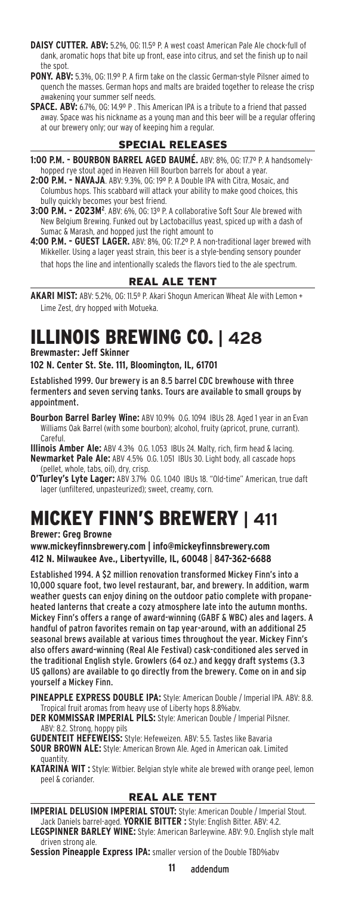**DAISY CUTTER. ABV:** 5.2%, OG: 11.5º P. A west coast American Pale Ale chock-full of dank, aromatic hops that bite up front, ease into citrus, and set the finish up to nail the spot.

**PONY. ABV:** 5.3%, OG: 11.9º P. A firm take on the classic German-style Pilsner aimed to quench the masses. German hops and malts are braided together to release the crisp awakening your summer self needs.

**SPACE. ABV:** 6.7%, OG: 14.9º P . This American IPA is a tribute to a friend that passed away. Space was his nickname as a young man and this beer will be a regular offering at our brewery only; our way of keeping him a regular.

### SPECIAL RELEASES

**1:00 P.M. - BOURBON BARREL AGED BAUMÉ.** ABV: 8%, OG: 17.7º P. A handsomely-hopped rye stout aged in Heaven Hill Bourbon barrels for about a year.

**2:00 P.M. – NAVAJA**. ABV: 9.3%, OG: 19º P. A Double IPA with Citra, Mosaic, and Columbus hops. This scabbard will attack your ability to make good choices, this bully quickly becomes your best friend.

**3:00 P.M. – 2023M²**. ABV: 6%, OG: 13º P. A collaborative Soft Sour Ale brewed with New Belgium Brewing. Funked out by Lactobacillus yeast, spiced up with a dash of Sumac & Marash, and hopped just the right amount to

**4:00 P.M. – GUEST LAGER.** ABV: 8%, OG: 17.2º P. A non-traditional lager brewed with Mikkeller. Using a lager yeast strain, this beer is a style-bending sensory pounder that hops the line and intentionally scaleds the flavors tied to the ale spectrum.

### REAL ALE TENT

**AKARI MIST:** ABV: 5.2%, OG: 11.5º P. Akari Shogun American Wheat Ale with Lemon + Lime Zest, dry hopped with Motueka.

# ILLINOIS BREWING CO. | 428

**Brewmaster: Jeff Skinner**

**102 N. Center St. Ste. 111, Bloomington, IL, 61701**

Established 1999. Our brewery is an 8.5 barrel CDC brewhouse with three fermenters and seven serving tanks. Tours are available to small groups by appointment.

**Bourbon Barrel Barley Wine:** ABV 10.9% O.G. 1094 IBUs 28. Aged 1 year in an Evan Williams Oak Barrel (with some bourbon); alcohol, fruity (apricot, prune, currant). Careful.

**Illinois Amber Ale:** ABV 4.3% O.G. 1.053 IBUs 24. Malty, rich, firm head & lacing.

**Newmarket Pale Ale:** ABV 4.5% O.G. 1.051 IBUs 30. Light body, all cascade hops (pellet, whole, tabs, oil), dry, crisp.

**O'Turley's Lyte Lager:** ABV 3.7% O.G. 1.040 IBUs 18. "Old-time" American, true daft lager (unfiltered, unpasteurized); sweet, creamy, corn.

# MICKEY FINN'S BREWERY | 411

**Brewer: Greg Browne**

**www.mickeyfinnsbrewery.com | info@mickeyfinnsbrewery.com**
**412 N. Milwaukee Ave., Libertyville, IL, 60048 | 847-362-6688**

Established 1994. A $2 million renovation transformed Mickey Finn's into a 10,000 square foot, two level restaurant, bar, and brewery. In addition, warm weather guests can enjoy dining on the outdoor patio complete with propane-heated lanterns that create a cozy atmosphere late into the autumn months. Mickey Finn's offers a range of award-winning (GABF & WBC) ales and lagers. A handful of patron favorites remain on tap year-around, with an additional 25 seasonal brews available at various times throughout the year. Mickey Finn's also offers award-winning (Real Ale Festival) cask-conditioned ales served in the traditional English style. Growlers (64 oz.) and keggy draft systems (3.3 US gallons) are available to go directly from the brewery. Come on in and sip yourself a Mickey Finn.

**PINEAPPLE EXPRESS DOUBLE IPA:** Style: American Double / Imperial IPA. ABV: 8.8. Tropical fruit aromas from heavy use of Liberty hops 8.8%abv.

**DER KOMMISSAR IMPERIAL PILS:** Style: American Double / Imperial Pilsner. ABV: 8.2. Strong, hoppy pils

**GUDENTEIT HEFEWEISS:** Style: Hefeweizen. ABV: 5.5. Tastes like Bavaria

**SOUR BROWN ALE:** Style: American Brown Ale. Aged in American oak. Limited quantity.

**KATARINA WIT :** Style: Witbier. Belgian style white ale brewed with orange peel, lemon peel & coriander.

### REAL ALE TENT

**IMPERIAL DELUSION IMPERIAL STOUT:** Style: American Double / Imperial Stout. Jack Daniels barrel-aged. **YORKIE BITTER :** Style: English Bitter. ABV: 4.2.

**LEGSPINNER BARLEY WINE:** Style: American Barleywine. ABV: 9.0. English style malt driven strong ale.

**Session Pineapple Express IPA:** smaller version of the Double TBD%abv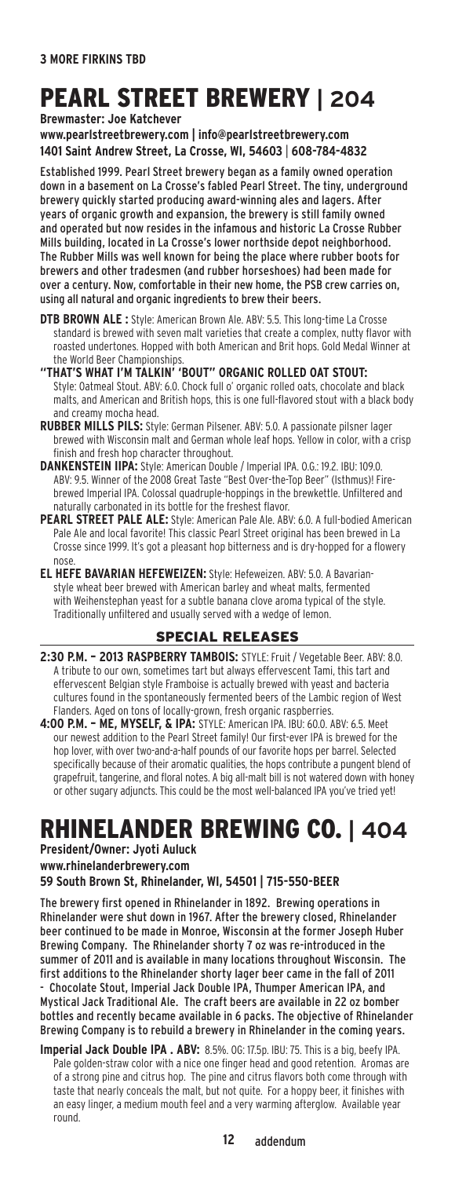**3 MORE FIRKINS TBD**

# PEARL STREET BREWERY | 204

**Brewmaster: Joe Katchever**
**www.pearlstreetbrewery.com | info@pearlstreetbrewery.com**
**1401 Saint Andrew Street, La Crosse, WI, 54603 | 608-784-4832**

Established 1999. Pearl Street brewery began as a family owned operation down in a basement on La Crosse's fabled Pearl Street. The tiny, underground brewery quickly started producing award-winning ales and lagers. After years of organic growth and expansion, the brewery is still family owned and operated but now resides in the infamous and historic La Crosse Rubber Mills building, located in La Crosse's lower northside depot neighborhood. The Rubber Mills was well known for being the place where rubber boots for brewers and other tradesmen (and rubber horseshoes) had been made for over a century. Now, comfortable in their new home, the PSB crew carries on, using all natural and organic ingredients to brew their beers.

**DTB BROWN ALE :** Style: American Brown Ale. ABV: 5.5. This long-time La Crosse standard is brewed with seven malt varieties that create a complex, nutty flavor with roasted undertones. Hopped with both American and Brit hops. Gold Medal Winner at the World Beer Championships.

**"THAT'S WHAT I'M TALKIN' 'BOUT" ORGANIC ROLLED OAT STOUT:** Style: Oatmeal Stout. ABV: 6.0. Chock full o' organic rolled oats, chocolate and black malts, and American and British hops, this is one full-flavored stout with a black body and creamy mocha head.

**RUBBER MILLS PILS:** Style: German Pilsener. ABV: 5.0. A passionate pilsner lager brewed with Wisconsin malt and German whole leaf hops. Yellow in color, with a crisp finish and fresh hop character throughout.

**DANKENSTEIN IIPA:** Style: American Double / Imperial IPA. O.G.: 19.2. IBU: 109.0. ABV: 9.5. Winner of the 2008 Great Taste "Best Over-the-Top Beer" (Isthmus)! Fire-brewed Imperial IPA. Colossal quadruple-hoppings in the brewkettle. Unfiltered and naturally carbonated in its bottle for the freshest flavor.

**PEARL STREET PALE ALE:** Style: American Pale Ale. ABV: 6.0. A full-bodied American Pale Ale and local favorite! This classic Pearl Street original has been brewed in La Crosse since 1999. It's got a pleasant hop bitterness and is dry-hopped for a flowery nose.

**EL HEFE BAVARIAN HEFEWEIZEN:** Style: Hefeweizen. ABV: 5.0. A Bavarian-style wheat beer brewed with American barley and wheat malts, fermented with Weihenstephan yeast for a subtle banana clove aroma typical of the style. Traditionally unfiltered and usually served with a wedge of lemon.

## SPECIAL RELEASES

**2:30 P.M. – 2013 RASPBERRY TAMBOIS:** STYLE: Fruit / Vegetable Beer. ABV: 8.0. A tribute to our own, sometimes tart but always effervescent Tami, this tart and effervescent Belgian style Framboise is actually brewed with yeast and bacteria cultures found in the spontaneously fermented beers of the Lambic region of West Flanders. Aged on tons of locally-grown, fresh organic raspberries.

**4:00 P.M. – ME, MYSELF, & IPA:** STYLE: American IPA. IBU: 60.0. ABV: 6.5. Meet our newest addition to the Pearl Street family! Our first-ever IPA is brewed for the hop lover, with over two-and-a-half pounds of our favorite hops per barrel. Selected specifically because of their aromatic qualities, the hops contribute a pungent blend of grapefruit, tangerine, and floral notes. A big all-malt bill is not watered down with honey or other sugary adjuncts. This could be the most well-balanced IPA you've tried yet!

# RHINELANDER BREWING CO. | 404

**President/Owner: Jyoti Auluck**
**www.rhinelanderbrewery.com**
**59 South Brown St, Rhinelander, WI, 54501 | 715-550-BEER**

The brewery first opened in Rhinelander in 1892. Brewing operations in Rhinelander were shut down in 1967. After the brewery closed, Rhinelander beer continued to be made in Monroe, Wisconsin at the former Joseph Huber Brewing Company. The Rhinelander shorty 7 oz was re-introduced in the summer of 2011 and is available in many locations throughout Wisconsin. The first additions to the Rhinelander shorty lager beer came in the fall of 2011 - Chocolate Stout, Imperial Jack Double IPA, Thumper American IPA, and Mystical Jack Traditional Ale. The craft beers are available in 22 oz bomber bottles and recently became available in 6 packs. The objective of Rhinelander Brewing Company is to rebuild a brewery in Rhinelander in the coming years.

**Imperial Jack Double IPA . ABV:** 8.5%. OG: 17.5p. IBU: 75. This is a big, beefy IPA. Pale golden-straw color with a nice one finger head and good retention. Aromas are of a strong pine and citrus hop. The pine and citrus flavors both come through with taste that nearly conceals the malt, but not quite. For a hoppy beer, it finishes with an easy linger, a medium mouth feel and a very warming afterglow. Available year round.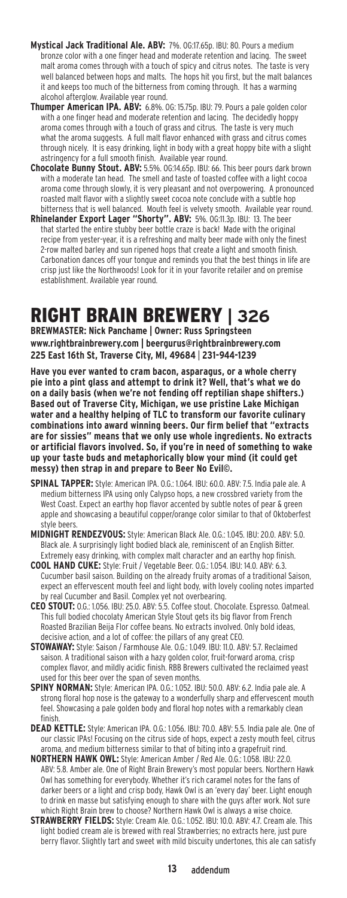**Mystical Jack Traditional Ale. ABV:** 7%. OG:17.65p. IBU: 80. Pours a medium bronze color with a one finger head and moderate retention and lacing. The sweet malt aroma comes through with a touch of spicy and citrus notes. The taste is very well balanced between hops and malts. The hops hit you first, but the malt balances it and keeps too much of the bitterness from coming through. It has a warming alcohol afterglow. Available year round.

**Thumper American IPA. ABV:** 6.8%. OG: 15.75p. IBU: 79. Pours a pale golden color with a one finger head and moderate retention and lacing. The decidedly hoppy aroma comes through with a touch of grass and citrus. The taste is very much what the aroma suggests. A full malt flavor enhanced with grass and citrus comes through nicely. It is easy drinking, light in body with a great hoppy bite with a slight astringency for a full smooth finish. Available year round.

**Chocolate Bunny Stout. ABV:** 5.5%. OG:14.65p. IBU: 66. This beer pours dark brown with a moderate tan head. The smell and taste of toasted coffee with a light cocoa aroma come through slowly, it is very pleasant and not overpowering. A pronounced roasted malt flavor with a slightly sweet cocoa note conclude with a subtle hop bitterness that is well balanced. Mouth feel is velvety smooth. Available year round.

**Rhinelander Export Lager "Shorty". ABV:** 5%. OG:11.3p. IBU: 13. The beer that started the entire stubby beer bottle craze is back! Made with the original recipe from yester-year, it is a refreshing and malty beer made with only the finest 2-row malted barley and sun ripened hops that create a light and smooth finish. Carbonation dances off your tongue and reminds you that the best things in life are crisp just like the Northwoods! Look for it in your favorite retailer and on premise establishment. Available year round.

# RIGHT BRAIN BREWERY | 326

**BREWMASTER: Nick Panchame | Owner: Russ Springsteen**
**www.rightbrainbrewery.com | beergurus@rightbrainbrewery.com**
**225 East 16th St, Traverse City, MI, 49684 | 231-944-1239**

**Have you ever wanted to cram bacon, asparagus, or a whole cherry pie into a pint glass and attempt to drink it? Well, that's what we do on a daily basis (when we're not fending off reptilian shape shifters.) Based out of Traverse City, Michigan, we use pristine Lake Michigan water and a healthy helping of TLC to transform our favorite culinary combinations into award winning beers. Our firm belief that "extracts are for sissies" means that we only use whole ingredients. No extracts or artificial flavors involved. So, if you're in need of something to wake up your taste buds and metaphorically blow your mind (it could get messy) then strap in and prepare to Beer No Evil©.**

**SPINAL TAPPER:** Style: American IPA. O.G.: 1.064. IBU: 60.0. ABV: 7.5. India pale ale. A medium bitterness IPA using only Calypso hops, a new crossbred variety from the West Coast. Expect an earthy hop flavor accented by subtle notes of pear & green apple and showcasing a beautiful copper/orange color similar to that of Oktoberfest style beers.

**MIDNIGHT RENDEZVOUS:** Style: American Black Ale. O.G.: 1.045. IBU: 20.0. ABV: 5.0. Black ale. A surprisingly light bodied black ale, reminiscent of an English Bitter. Extremely easy drinking, with complex malt character and an earthy hop finish.

**COOL HAND CUKE:** Style: Fruit / Vegetable Beer. O.G.: 1.054. IBU: 14.0. ABV: 6.3. Cucumber basil saison. Building on the already fruity aromas of a traditional Saison, expect an effervescent mouth feel and light body, with lovely cooling notes imparted by real Cucumber and Basil. Complex yet not overbearing.

**CEO STOUT:** O.G.: 1.056. IBU: 25.0. ABV: 5.5. Coffee stout. Chocolate. Espresso. Oatmeal. This full bodied chocolaty American Style Stout gets its big flavor from French Roasted Brazilian Beija Flor coffee beans. No extracts involved. Only bold ideas, decisive action, and a lot of coffee: the pillars of any great CEO.

**STOWAWAY:** Style: Saison / Farmhouse Ale. O.G.: 1.049. IBU: 11.0. ABV: 5.7. Reclaimed saison. A traditional saison with a hazy golden color, fruit-forward aroma, crisp complex flavor, and mildly acidic finish. RBB Brewers cultivated the reclaimed yeast used for this beer over the span of seven months.

**SPINY NORMAN:** Style: American IPA. O.G.: 1.052. IBU: 50.0. ABV: 6.2. India pale ale. A strong floral hop nose is the gateway to a wonderfully sharp and effervescent mouth feel. Showcasing a pale golden body and floral hop notes with a remarkably clean finish.

**DEAD KETTLE:** Style: American IPA. O.G.: 1.056. IBU: 70.0. ABV: 5.5. India pale ale. One of our classic IPAs! Focusing on the citrus side of hops, expect a zesty mouth feel, citrus aroma, and medium bitterness similar to that of biting into a grapefruit rind.

**NORTHERN HAWK OWL:** Style: American Amber / Red Ale. O.G.: 1.058. IBU: 22.0. ABV: 5.8. Amber ale. One of Right Brain Brewery's most popular beers. Northern Hawk Owl has something for everybody. Whether it's rich caramel notes for the fans of darker beers or a light and crisp body, Hawk Owl is an 'every day' beer. Light enough to drink en masse but satisfying enough to share with the guys after work. Not sure which Right Brain brew to choose? Northern Hawk Owl is always a wise choice.

**STRAWBERRY FIELDS:** Style: Cream Ale. O.G.: 1.052. IBU: 10.0. ABV: 4.7. Cream ale. This light bodied cream ale is brewed with real Strawberries; no extracts here, just pure berry flavor. Slightly tart and sweet with mild biscuity undertones, this ale can satisfy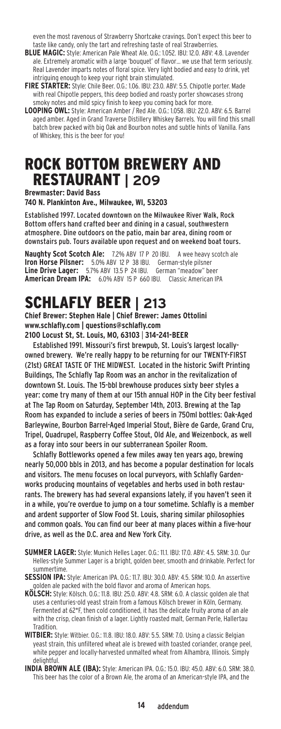even the most ravenous of Strawberry Shortcake cravings. Don't expect this beer to taste like candy, only the tart and refreshing taste of real Strawberries.

**BLUE MAGIC:** Style: American Pale Wheat Ale. O.G.: 1.052. IBU: 12.0. ABV: 4.8. Lavender ale. Extremely aromatic with a large 'bouquet' of flavor... we use that term seriously. Real Lavender imparts notes of floral spice. Very light bodied and easy to drink, yet intriguing enough to keep your right brain stimulated.

**FIRE STARTER:** Style: Chile Beer. O.G.: 1.06. IBU: 23.0. ABV: 5.5. Chipotle porter. Made with real Chipotle peppers, this deep bodied and roasty porter showcases strong smoky notes and mild spicy finish to keep you coming back for more.

**LOOPING OWL:** Style: American Amber / Red Ale. O.G.: 1.058. IBU: 22.0. ABV: 6.5. Barrel aged amber. Aged in Grand Traverse Distillery Whiskey Barrels. You will find this small batch brew packed with big Oak and Bourbon notes and subtle hints of Vanilla. Fans of Whiskey, this is the beer for you!

# ROCK BOTTOM BREWERY AND RESTAURANT | 209

**Brewmaster: David Bass**
**740 N. Plankinton Ave., Milwaukee, WI, 53203**

Established 1997. Located downtown on the Milwaukee River Walk, Rock Bottom offers hand crafted beer and dining in a casual, southwestern atmosphere. Dine outdoors on the patio, main bar area, dining room or downstairs pub. Tours available upon request and on weekend boat tours.

**Naughty Scot Scotch Ale:** 7.2% ABV 17 P 20 IBU. A wee heavy scotch ale
**Iron Horse Pilsner:** 5.0% ABV 12 P 38 IBU. German-style pilsner
**Line Drive Lager:** 5.7% ABV 13.5 P 24 IBU. German "meadow" beer
**American Dream IPA:** 6.0% ABV 15 P 660 IBU. Classic American IPA

# SCHLAFLY BEER | 213

**Chief Brewer: Stephen Hale | Chief Brewer: James Ottolini**
**www.schlafly.com | questions@schlafly.com**
**2100 Locust St, St. Louis, MO, 63103 | 314-241-BEER**

Established 1991. Missouri's first brewpub, St. Louis's largest locally-owned brewery. We're really happy to be returning for our TWENTY-FIRST (21st) GREAT TASTE OF THE MIDWEST. Located in the historic Swift Printing Buildings, The Schlafly Tap Room was an anchor in the revitalization of downtown St. Louis. The 15-bbl brewhouse produces sixty beer styles a year: come try many of them at our 15th annual HOP in the City beer festival at The Tap Room on Saturday, September 14th, 2013. Brewing at the Tap Room has expanded to include a series of beers in 750ml bottles: Oak-Aged Barleywine, Bourbon Barrel-Aged Imperial Stout, Bière de Garde, Grand Cru, Tripel, Quadrupel, Raspberry Coffee Stout, Old Ale, and Weizenbock, as well as a foray into sour beers in our subterranean Spoiler Room.

Schlafly Bottleworks opened a few miles away ten years ago, brewing nearly 50,000 bbls in 2013, and has become a popular destination for locals and visitors. The menu focuses on local purveyors, with Schlafly Gardenworks producing mountains of vegetables and herbs used in both restaurants. The brewery has had several expansions lately, if you haven't seen it in a while, you're overdue to jump on a tour sometime. Schlafly is a member and ardent supporter of Slow Food St. Louis, sharing similar philosophies and common goals. You can find our beer at many places within a five-hour drive, as well as the D.C. area and New York City.

**SUMMER LAGER:** Style: Munich Helles Lager. O.G.: 11.1. IBU: 17.0. ABV: 4.5. SRM: 3.0. Our Helles-style Summer Lager is a bright, golden beer, smooth and drinkable. Perfect for summertime.

**SESSION IPA:** Style: American IPA. O.G.: 11.7. IBU: 30.0. ABV: 4.5. SRM: 10.0. An assertive golden ale packed with the bold flavor and aroma of American hops.

**KÖLSCH:** Style: Kölsch. O.G.: 11.8. IBU: 25.0. ABV: 4.8. SRM: 6.0. A classic golden ale that uses a centuries-old yeast strain from a famous Kölsch brewer in Köln, Germany. Fermented at 62*F, then cold conditioned, it has the delicate fruity aroma of an ale with the crisp, clean finish of a lager. Lightly roasted malt, German Perle, Hallertau Tradition.

**WITBIER:** Style: Witbier. O.G.: 11.8. IBU: 18.0. ABV: 5.5. SRM: 7.0. Using a classic Belgian yeast strain, this unfiltered wheat ale is brewed with toasted coriander, orange peel, white pepper and locally-harvested unmalted wheat from Alhambra, Illinois. Simply delightful.

**INDIA BROWN ALE (IBA):** Style: American IPA. O.G.: 15.0. IBU: 45.0. ABV: 6.0. SRM: 38.0. This beer has the color of a Brown Ale, the aroma of an American-style IPA, and the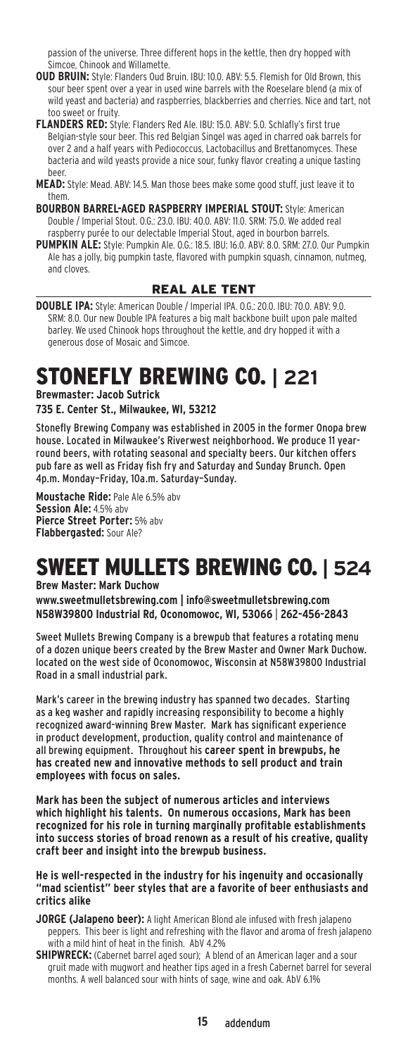passion of the universe. Three different hops in the kettle, then dry hopped with Simcoe, Chinook and Willamette.

**OUD BRUIN:** Style: Flanders Oud Bruin. IBU: 10.0. ABV: 5.5. Flemish for Old Brown, this sour beer spent over a year in used wine barrels with the Roeselare blend (a mix of wild yeast and bacteria) and raspberries, blackberries and cherries. Nice and tart, not too sweet or fruity.

**FLANDERS RED:** Style: Flanders Red Ale. IBU: 15.0. ABV: 5.0. Schlafly's first true Belgian-style sour beer. This red Belgian Singel was aged in charred oak barrels for over 2 and a half years with Pediococcus, Lactobacillus and Brettanomyces. These bacteria and wild yeasts provide a nice sour, funky flavor creating a unique tasting beer.

**MEAD:** Style: Mead. ABV: 14.5. Man those bees make some good stuff, just leave it to them.

**BOURBON BARREL-AGED RASPBERRY IMPERIAL STOUT:** Style: American Double / Imperial Stout. O.G.: 23.0. IBU: 40.0. ABV: 11.0. SRM: 75.0. We added real raspberry purée to our delectable Imperial Stout, aged in bourbon barrels.

**PUMPKIN ALE:** Style: Pumpkin Ale. O.G.: 18.5. IBU: 16.0. ABV: 8.0. SRM: 27.0. Our Pumpkin Ale has a jolly, big pumpkin taste, flavored with pumpkin squash, cinnamon, nutmeg, and cloves.

### REAL ALE TENT

**DOUBLE IPA:** Style: American Double / Imperial IPA. O.G.: 20.0. IBU: 70.0. ABV: 9.0. SRM: 8.0. Our new Double IPA features a big malt backbone built upon pale malted barley. We used Chinook hops throughout the kettle, and dry hopped it with a generous dose of Mosaic and Simcoe.

# STONEFLY BREWING CO. | 221

**Brewmaster: Jacob Sutrick**
**735 E. Center St., Milwaukee, WI, 53212**

Stonefly Brewing Company was established in 2005 in the former Onopa brew house. Located in Milwaukee's Riverwest neighborhood. We produce 11 year-round beers, with rotating seasonal and specialty beers. Our kitchen offers pub fare as well as Friday fish fry and Saturday and Sunday Brunch. Open 4p.m. Monday–Friday, 10a.m. Saturday–Sunday.

**Moustache Ride:** Pale Ale 6.5% abv
**Session Ale:** 4.5% abv
**Pierce Street Porter:** 5% abv
**Flabbergasted:** Sour Ale?

# SWEET MULLETS BREWING CO. | 524

**Brew Master: Mark Duchow**
**www.sweetmulletsbrewing.com | info@sweetmulletsbrewing.com**
**N58W39800 Industrial Rd, Oconomowoc, WI, 53066 | 262-456-2843**

Sweet Mullets Brewing Company is a brewpub that features a rotating menu of a dozen unique beers created by the Brew Master and Owner Mark Duchow. located on the west side of Oconomowoc, Wisconsin at N58W39800 Industrial Road in a small industrial park.

Mark's career in the brewing industry has spanned two decades. Starting as a keg washer and rapidly increasing responsibility to become a highly recognized award-winning Brew Master. Mark has significant experience in product development, production, quality control and maintenance of all brewing equipment. Throughout his **career spent in brewpubs, he has created new and innovative methods to sell product and train employees with focus on sales.**

**Mark has been the subject of numerous articles and interviews which highlight his talents. On numerous occasions, Mark has been recognized for his role in turning marginally profitable establishments into success stories of broad renown as a result of his creative, quality craft beer and insight into the brewpub business.**

**He is well-respected in the industry for his ingenuity and occasionally "mad scientist" beer styles that are a favorite of beer enthusiasts and critics alike**

**JORGE (Jalapeno beer):** A light American Blond ale infused with fresh jalapeno peppers. This beer is light and refreshing with the flavor and aroma of fresh jalapeno with a mild hint of heat in the finish. AbV 4.2%

**SHIPWRECK:** (Cabernet barrel aged sour); A blend of an American lager and a sour gruit made with mugwort and heather tips aged in a fresh Cabernet barrel for several months. A well balanced sour with hints of sage, wine and oak. AbV 6.1%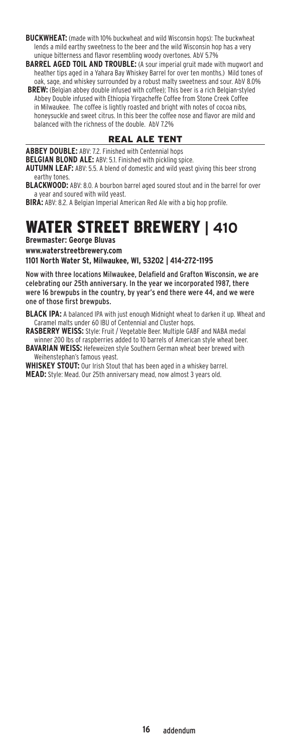**BUCKWHEAT:** (made with 10% buckwheat and wild Wisconsin hops): The buckwheat lends a mild earthy sweetness to the beer and the wild Wisconsin hop has a very unique bitterness and flavor resembling woody overtones. AbV 5.7%

**BARREL AGED TOIL AND TROUBLE:** (A sour imperial gruit made with mugwort and heather tips aged in a Yahara Bay Whiskey Barrel for over ten months.) Mild tones of oak, sage, and whiskey surrounded by a robust malty sweetness and sour. AbV 8.0%

**BREW:** (Belgian abbey double infused with coffee); This beer is a rich Belgian-styled Abbey Double infused with Ethiopia Yirgacheffe Coffee from Stone Creek Coffee in Milwaukee. The coffee is lightly roasted and bright with notes of cocoa nibs, honeysuckle and sweet citrus. In this beer the coffee nose and flavor are mild and balanced with the richness of the double. AbV 7.2%

### REAL ALE TENT

**ABBEY DOUBLE:** ABV: 7.2. Finished with Centennial hops

**BELGIAN BLOND ALE:** ABV: 5.1. Finished with pickling spice.

**AUTUMN LEAF:** ABV: 5.5. A blend of domestic and wild yeast giving this beer strong earthy tones.

**BLACKWOOD:** ABV: 8.0. A bourbon barrel aged soured stout and in the barrel for over a year and soured with wild yeast.

**BIRA:** ABV: 8.2. A Belgian Imperial American Red Ale with a big hop profile.

# WATER STREET BREWERY | 410

**Brewmaster: George Bluvas**

**www.waterstreetbrewery.com**

**1101 North Water St, Milwaukee, WI, 53202 | 414-272-1195**

Now with three locations Milwaukee, Delafield and Grafton Wisconsin, we are celebrating our 25th anniversary. In the year we incorporated 1987, there were 16 brewpubs in the country, by year's end there were 44, and we were one of those first brewpubs.

**BLACK IPA:** A balanced IPA with just enough Midnight wheat to darken it up. Wheat and Caramel malts under 60 IBU of Centennial and Cluster hops.

**RASBERRY WEISS:** Style: Fruit / Vegetable Beer. Multiple GABF and NABA medal winner 200 lbs of raspberries added to 10 barrels of American style wheat beer.

**BAVARIAN WEISS:** Hefeweizen style Southern German wheat beer brewed with Weihenstephan's famous yeast.

**WHISKEY STOUT:** Our Irish Stout that has been aged in a whiskey barrel.

**MEAD:** Style: Mead. Our 25th anniversary mead, now almost 3 years old.